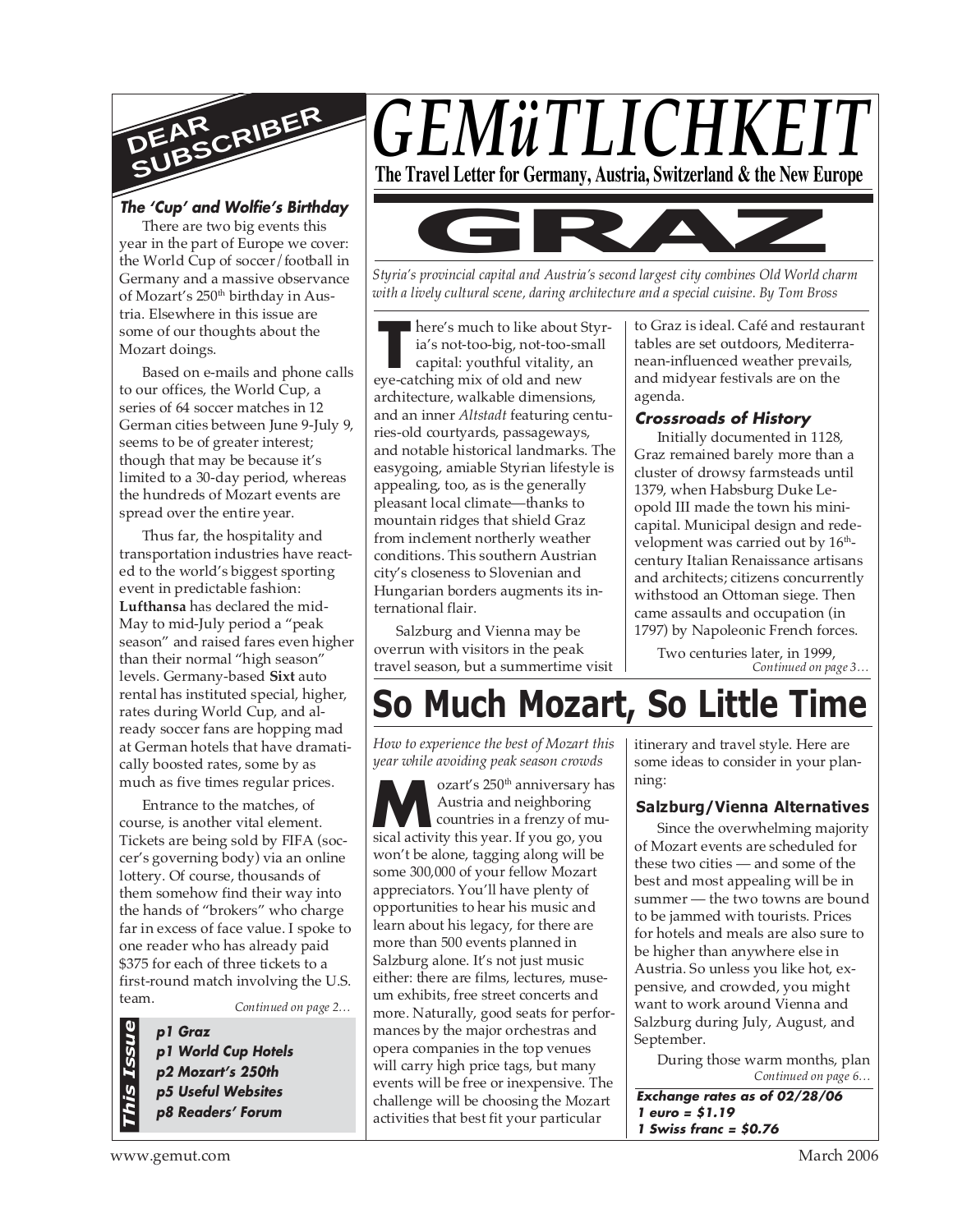# GEMüTLICHKEIT

**The Travel Letter for Germany, Austria, Switzerland & the New Europe**

## DEAR SUBSCRIBER

### *The 'Cup' and Wolfie's Birthday*

There are two big events this year in the part of Europe we cover: the World Cup of soccer/football in Germany and a massive observance of Mozart's 250th birthday in Austria. Elsewhere in this issue are some of our thoughts about the Mozart doings.

Based on e-mails and phone calls to our offices, the World Cup, a series of 64 soccer matches in 12 German cities between June 9-July 9, seems to be of greater interest; though that may be because it's limited to a 30-day period, whereas the hundreds of Mozart events are spread over the entire year.

Thus far, the hospitality and transportation industries have reacted to the world's biggest sporting event in predictable fashion: **Lufthansa** has declared the mid-May to mid-July period a "peak season" and raised fares even higher than their normal "high season" levels. Germany-based **Sixt** auto rental has instituted special, higher, rates during World Cup, and already soccer fans are hopping mad at German hotels that have dramatically boosted rates, some by as much as five times regular prices.

Entrance to the matches, of course, is another vital element. Tickets are being sold by FIFA (soccer's governing body) via an online lottery. Of course, thousands of them somehow find their way into the hands of "brokers" who charge far in excess of face value. I spoke to one reader who has already paid $375 for each of three tickets to a first-round match involving the U.S. team.

*Continued on page 2…*

**This Issue**

- ***p1 Graz***
- ***p1 World Cup Hotels***
- ***p2 Mozart's 250th***
- ***p5 Useful Websites***
- ***p8 Readers' Forum***

## GRAZ

*Styria's provincial capital and Austria's second largest city combines Old World charm with a lively cultural scene, daring architecture and a special cuisine. By Tom Bross*

There's much to like about Styria's not-too-big, not-too-small capital: youthful vitality, an eye-catching mix of old and new architecture, walkable dimensions, and an inner *Altstadt* featuring centuries-old courtyards, passageways, and notable historical landmarks. The easygoing, amiable Styrian lifestyle is appealing, too, as is the generally pleasant local climate—thanks to mountain ridges that shield Graz from inclement northerly weather conditions. This southern Austrian city's closeness to Slovenian and Hungarian borders augments its international flair.

Salzburg and Vienna may be overrun with visitors in the peak travel season, but a summertime visit to Graz is ideal. Café and restaurant tables are set outdoors, Mediterranean-influenced weather prevails, and midyear festivals are on the agenda.

### *Crossroads of History*

Initially documented in 1128, Graz remained barely more than a cluster of drowsy farmsteads until 1379, when Habsburg Duke Leopold III made the town his mini-capital. Municipal design and redevelopment was carried out by 16th-century Italian Renaissance artisans and architects; citizens concurrently withstood an Ottoman siege. Then came assaults and occupation (in 1797) by Napoleonic French forces.

Two centuries later, in 1999,

*Continued on page 3…*

## So Much Mozart, So Little Time

*How to experience the best of Mozart this year while avoiding peak season crowds*

Mozart's 250th anniversary has Austria and neighboring countries in a frenzy of musical activity this year. If you go, you won't be alone, tagging along will be some 300,000 of your fellow Mozart appreciators. You'll have plenty of opportunities to hear his music and learn about his legacy, for there are more than 500 events planned in Salzburg alone. It's not just music either: there are films, lectures, museum exhibits, free street concerts and more. Naturally, good seats for performances by the major orchestras and opera companies in the top venues will carry high price tags, but many events will be free or inexpensive. The challenge will be choosing the Mozart activities that best fit your particular itinerary and travel style. Here are some ideas to consider in your planning:

### Salzburg/Vienna Alternatives

Since the overwhelming majority of Mozart events are scheduled for these two cities — and some of the best and most appealing will be in summer — the two towns are bound to be jammed with tourists. Prices for hotels and meals are also sure to be higher than anywhere else in Austria. So unless you like hot, expensive, and crowded, you might want to work around Vienna and Salzburg during July, August, and September.

During those warm months, plan

*Continued on page 6…*

***Exchange rates as of 02/28/06***
***1 euro = $1.19***
***1 Swiss franc = $0.76***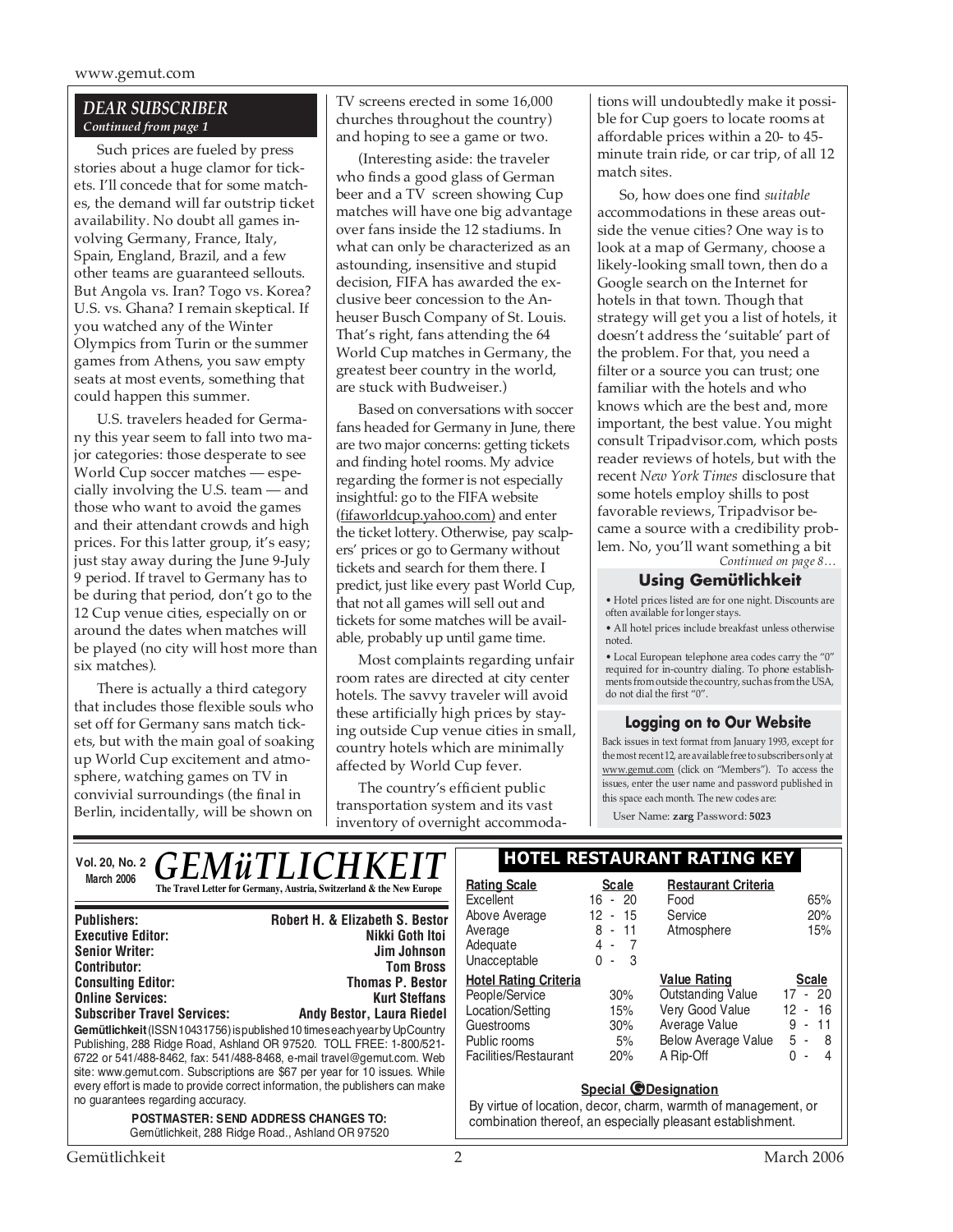## DEAR SUBSCRIBER

*Continued from page 1*

Such prices are fueled by press stories about a huge clamor for tickets. I'll concede that for some matches, the demand will far outstrip ticket availability. No doubt all games involving Germany, France, Italy, Spain, England, Brazil, and a few other teams are guaranteed sellouts. But Angola vs. Iran? Togo vs. Korea? U.S. vs. Ghana? I remain skeptical. If you watched any of the Winter Olympics from Turin or the summer games from Athens, you saw empty seats at most events, something that could happen this summer.

U.S. travelers headed for Germany this year seem to fall into two major categories: those desperate to see World Cup soccer matches — especially involving the U.S. team — and those who want to avoid the games and their attendant crowds and high prices. For this latter group, it's easy; just stay away during the June 9-July 9 period. If travel to Germany has to be during that period, don't go to the 12 Cup venue cities, especially on or around the dates when matches will be played (no city will host more than six matches).

There is actually a third category that includes those flexible souls who set off for Germany sans match tickets, but with the main goal of soaking up World Cup excitement and atmosphere, watching games on TV in convivial surroundings (the final in Berlin, incidentally, will be shown on TV screens erected in some 16,000 churches throughout the country) and hoping to see a game or two.

(Interesting aside: the traveler who finds a good glass of German beer and a TV screen showing Cup matches will have one big advantage over fans inside the 12 stadiums. In what can only be characterized as an astounding, insensitive and stupid decision, FIFA has awarded the exclusive beer concession to the Anheuser Busch Company of St. Louis. That's right, fans attending the 64 World Cup matches in Germany, the greatest beer country in the world, are stuck with Budweiser.)

Based on conversations with soccer fans headed for Germany in June, there are two major concerns: getting tickets and finding hotel rooms. My advice regarding the former is not especially insightful: go to the FIFA website (fifaworldcup.yahoo.com) and enter the ticket lottery. Otherwise, pay scalpers' prices or go to Germany without tickets and search for them there. I predict, just like every past World Cup, that not all games will sell out and tickets for some matches will be available, probably up until game time.

Most complaints regarding unfair room rates are directed at city center hotels. The savvy traveler will avoid these artificially high prices by staying outside Cup venue cities in small, country hotels which are minimally affected by World Cup fever.

The country's efficient public transportation system and its vast inventory of overnight accommodations will undoubtedly make it possible for Cup goers to locate rooms at affordable prices within a 20- to 45-minute train ride, or car trip, of all 12 match sites.

So, how does one find *suitable* accommodations in these areas outside the venue cities? One way is to look at a map of Germany, choose a likely-looking small town, then do a Google search on the Internet for hotels in that town. Though that strategy will get you a list of hotels, it doesn't address the 'suitable' part of the problem. For that, you need a filter or a source you can trust; one familiar with the hotels and who knows which are the best and, more important, the best value. You might consult Tripadvisor.com, which posts reader reviews of hotels, but with the recent *New York Times* disclosure that some hotels employ shills to post favorable reviews, Tripadvisor became a source with a credibility problem. No, you'll want something a bit

*Continued on page 8…*

### Using Gemütlichkeit

- Hotel prices listed are for one night. Discounts are often available for longer stays.
- All hotel prices include breakfast unless otherwise noted.
- Local European telephone area codes carry the "0" required for in-country dialing. To phone establishments from outside the country, such as from the USA, do not dial the first "0".

### Logging on to Our Website

Back issues in text format from January 1993, except for the most recent 12, are available free to subscribers only at www.gemut.com (click on "Members"). To access the issues, enter the user name and password published in this space each month. The new codes are:

User Name: **zarg** Password: **5023**

---

**Vol. 20, No. 2**
**March 2006**

# GEMüTLICHKEIT

**The Travel Letter for Germany, Austria, Switzerland & the New Europe**

| | |
|---|---|
| **Publishers:** | **Robert H. & Elizabeth S. Bestor** |
| **Executive Editor:** | **Nikki Goth Itoi** |
| **Senior Writer:** | **Jim Johnson** |
| **Contributor:** | **Tom Bross** |
| **Consulting Editor:** | **Thomas P. Bestor** |
| **Online Services:** | **Kurt Steffans** |
| **Subscriber Travel Services:** | **Andy Bestor, Laura Riedel** |

**Gemütlichkeit** (ISSN 10431756) is published 10 times each year by UpCountry Publishing, 288 Ridge Road, Ashland OR 97520. TOLL FREE: 1-800/521-6722 or 541/488-8462, fax: 541/488-8468, e-mail travel@gemut.com. Web site: www.gemut.com. Subscriptions are $67 per year for 10 issues. While every effort is made to provide correct information, the publishers can make no guarantees regarding accuracy.

**POSTMASTER: SEND ADDRESS CHANGES TO:**
Gemütlichkeit, 288 Ridge Road., Ashland OR 97520

### HOTEL RESTAURANT RATING KEY

| Rating Scale | Scale |
|---|---|
| Excellent | 16 - 20 |
| Above Average | 12 - 15 |
| Average | 8 - 11 |
| Adequate | 4 - 7 |
| Unacceptable | 0 - 3 |

| Restaurant Criteria | |
|---|---|
| Food | 65% |
| Service | 20% |
| Atmosphere | 15% |

| Hotel Rating Criteria | |
|---|---|
| People/Service | 30% |
| Location/Setting | 15% |
| Guestrooms | 30% |
| Public rooms | 5% |
| Facilities/Restaurant | 20% |

| Value Rating | Scale |
|---|---|
| Outstanding Value | 17 - 20 |
| Very Good Value | 12 - 16 |
| Average Value | 9 - 11 |
| Below Average Value | 5 - 8 |
| A Rip-Off | 0 - 4 |

**Special G Designation**

By virtue of location, decor, charm, warmth of management, or combination thereof, an especially pleasant establishment.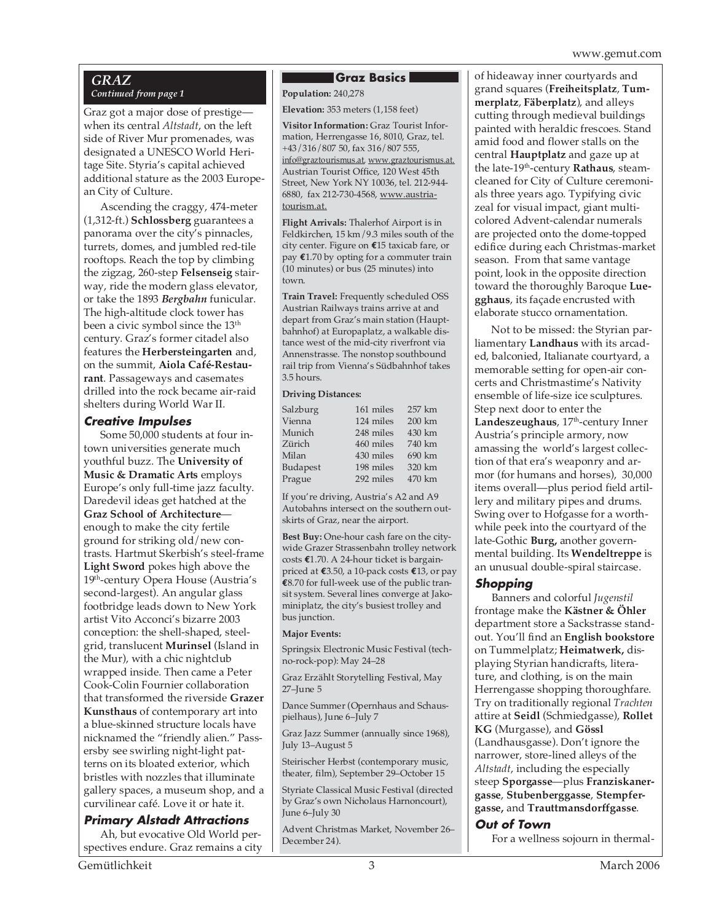## GRAZ

*Continued from page 1*

Graz got a major dose of prestige—when its central *Altstadt*, on the left side of River Mur promenades, was designated a UNESCO World Heritage Site. Styria's capital achieved additional stature as the 2003 European City of Culture.

Ascending the craggy, 474-meter (1,312-ft.) **Schlossberg** guarantees a panorama over the city's pinnacles, turrets, domes, and jumbled red-tile rooftops. Reach the top by climbing the zigzag, 260-step **Felsenseig** stairway, ride the modern glass elevator, or take the 1893 ***Bergbahn*** funicular. The high-altitude clock tower has been a civic symbol since the 13th century. Graz's former citadel also features the **Herbersteingarten** and, on the summit, **Aiola Café-Restaurant**. Passageways and casemates drilled into the rock became air-raid shelters during World War II.

### Creative Impulses

Some 50,000 students at four in-town universities generate much youthful buzz. The **University of Music & Dramatic Arts** employs Europe's only full-time jazz faculty. Daredevil ideas get hatched at the **Graz School of Architecture**—enough to make the city fertile ground for striking old/new contrasts. Hartmut Skerbish's steel-frame **Light Sword** pokes high above the 19th-century Opera House (Austria's second-largest). An angular glass footbridge leads down to New York artist Vito Acconci's bizarre 2003 conception: the shell-shaped, steel-grid, translucent **Murinsel** (Island in the Mur), with a chic nightclub wrapped inside. Then came a Peter Cook-Colin Fournier collaboration that transformed the riverside **Grazer Kunsthaus** of contemporary art into a blue-skinned structure locals have nicknamed the "friendly alien." Passersby see swirling night-light patterns on its bloated exterior, which bristles with nozzles that illuminate gallery spaces, a museum shop, and a curvilinear café. Love it or hate it.

### Primary Alstadt Attractions

Ah, but evocative Old World perspectives endure. Graz remains a city of hideaway inner courtyards and grand squares (**Freiheitsplatz**, **Tummerplatz**, **Fäberplatz**), and alleys cutting through medieval buildings painted with heraldic frescoes. Stand amid food and flower stalls on the central **Hauptplatz** and gaze up at the late-19th-century **Rathaus**, steam-cleaned for City of Culture ceremonials three years ago. Typifying civic zeal for visual impact, giant multi-colored Advent-calendar numerals are projected onto the dome-topped edifice during each Christmas-market season. From that same vantage point, look in the opposite direction toward the thoroughly Baroque **Luegghaus**, its façade encrusted with elaborate stucco ornamentation.

Not to be missed: the Styrian parliamentary **Landhaus** with its arcaded, balconied, Italianate courtyard, a memorable setting for open-air concerts and Christmastime's Nativity ensemble of life-size ice sculptures. Step next door to enter the **Landeszeughaus**, 17th-century Inner Austria's principle armory, now amassing the world's largest collection of that era's weaponry and armor (for humans and horses), 30,000 items overall—plus period field artillery and military pipes and drums. Swing over to Hofgasse for a worthwhile peek into the courtyard of the late-Gothic **Burg,** another governmental building. Its **Wendeltreppe** is an unusual double-spiral staircase.

### Shopping

Banners and colorful *Jugenstil* frontage make the **Kästner & Öhler** department store a Sackstrasse standout. You'll find an **English bookstore** on Tummelplatz; **Heimatwerk,** displaying Styrian handicrafts, literature, and clothing, is on the main Herrengasse shopping thoroughfare. Try on traditionally regional *Trachten* attire at **Seidl** (Schmiedgasse), **Rollet KG** (Murgasse), and **Gössl** (Landhausgasse). Don't ignore the narrower, store-lined alleys of the *Altstadt*, including the especially steep **Sporgasse**—plus **Franziskanergasse**, **Stubenberggasse**, **Stempfergasse,** and **Trauttmansdorffgasse**.

### Out of Town

For a wellness sojourn in thermal-

---

### Graz Basics

**Population:** 240,278

**Elevation:** 353 meters (1,158 feet)

**Visitor Information:** Graz Tourist Information, Herrengasse 16, 8010, Graz, tel. +43/316/807 50, fax 316/807 555, info@graztourismus.at, www.graztourismus.at. Austrian Tourist Office, 120 West 45th Street, New York NY 10036, tel. 212-944-6880, fax 212-730-4568, www.austria-tourism.at.

**Flight Arrivals:** Thalerhof Airport is in Feldkirchen, 15 km/9.3 miles south of the city center. Figure on **€**15 taxicab fare, or pay **€**1.70 by opting for a commuter train (10 minutes) or bus (25 minutes) into town.

**Train Travel:** Frequently scheduled OSS Austrian Railways trains arrive at and depart from Graz's main station (Hauptbahnhof) at Europaplatz, a walkable distance west of the mid-city riverfront via Annenstrasse. The nonstop southbound rail trip from Vienna's Südbahnhof takes 3.5 hours.

**Driving Distances:**

| | | |
|---|---|---|
| Salzburg | 161 miles | 257 km |
| Vienna | 124 miles | 200 km |
| Munich | 248 miles | 430 km |
| Zürich | 460 miles | 740 km |
| Milan | 430 miles | 690 km |
| Budapest | 198 miles | 320 km |
| Prague | 292 miles | 470 km |

If you're driving, Austria's A2 and A9 Autobahns intersect on the southern outskirts of Graz, near the airport.

**Best Buy:** One-hour cash fare on the city-wide Grazer Strassenbahn trolley network costs **€**1.70. A 24-hour ticket is bargain-priced at **€**3.50, a 10-pack costs **€**13, or pay **€**8.70 for full-week use of the public transit system. Several lines converge at Jakominiplatz, the city's busiest trolley and bus junction.

**Major Events:**

Springsix Electronic Music Festival (techno-rock-pop): May 24–28

Graz Erzählt Storytelling Festival, May 27–June 5

Dance Summer (Opernhaus and Schauspielhaus), June 6–July 7

Graz Jazz Summer (annually since 1968), July 13–August 5

Steirischer Herbst (contemporary music, theater, film), September 29–October 15

Styriate Classical Music Festival (directed by Graz's own Nicholaus Harnoncourt), June 6–July 30

Advent Christmas Market, November 26–December 24).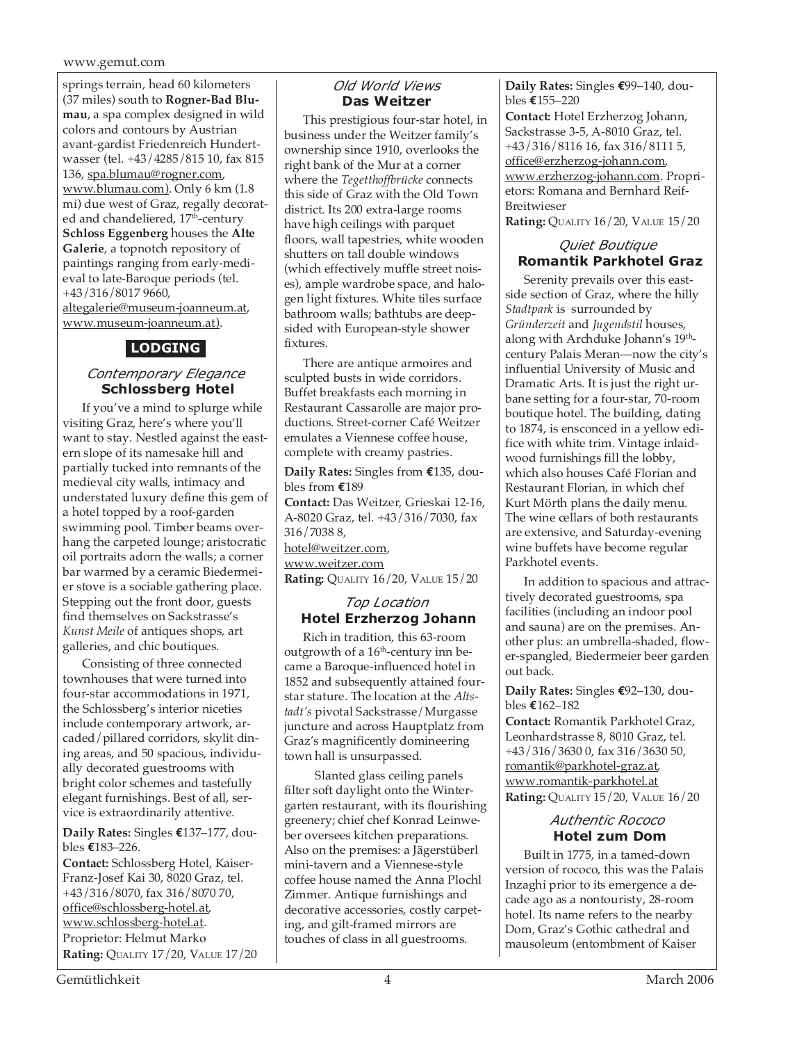springs terrain, head 60 kilometers (37 miles) south to **Rogner-Bad Blumau**, a spa complex designed in wild colors and contours by Austrian avant-gardist Friedenreich Hundertwasser (tel. +43/4285/815 10, fax 815 136, spa.blumau@rogner.com, www.blumau.com). Only 6 km (1.8 mi) due west of Graz, regally decorated and chandeliered, 17th-century **Schloss Eggenberg** houses the **Alte Galerie**, a topnotch repository of paintings ranging from early-medieval to late-Baroque periods (tel. +43/316/8017 9660, altegalerie@museum-joanneum.at, www.museum-joanneum.at).

## LODGING

### *Contemporary Elegance* Schlossberg Hotel

If you've a mind to splurge while visiting Graz, here's where you'll want to stay. Nestled against the eastern slope of its namesake hill and partially tucked into remnants of the medieval city walls, intimacy and understated luxury define this gem of a hotel topped by a roof-garden swimming pool. Timber beams overhang the carpeted lounge; aristocratic oil portraits adorn the walls; a corner bar warmed by a ceramic Biedermeier stove is a sociable gathering place. Stepping out the front door, guests find themselves on Sackstrasse's *Kunst Meile* of antiques shops, art galleries, and chic boutiques.

Consisting of three connected townhouses that were turned into four-star accommodations in 1971, the Schlossberg's interior niceties include contemporary artwork, arcaded/pillared corridors, skylit dining areas, and 50 spacious, individually decorated guestrooms with bright color schemes and tastefully elegant furnishings. Best of all, service is extraordinarily attentive.

**Daily Rates:** Singles €137–177, doubles €183–226.
**Contact:** Schlossberg Hotel, Kaiser-Franz-Josef Kai 30, 8020 Graz, tel. +43/316/8070, fax 316/8070 70, office@schlossberg-hotel.at, www.schlossberg-hotel.at. Proprietor: Helmut Marko
**Rating:** QUALITY 17/20, VALUE 17/20

### *Old World Views* Das Weitzer

This prestigious four-star hotel, in business under the Weitzer family's ownership since 1910, overlooks the right bank of the Mur at a corner where the *Tegetthoffbrücke* connects this side of Graz with the Old Town district. Its 200 extra-large rooms have high ceilings with parquet floors, wall tapestries, white wooden shutters on tall double windows (which effectively muffle street noises), ample wardrobe space, and halogen light fixtures. White tiles surface bathroom walls; bathtubs are deep-sided with European-style shower fixtures.

There are antique armoires and sculpted busts in wide corridors. Buffet breakfasts each morning in Restaurant Cassarolle are major productions. Street-corner Café Weitzer emulates a Viennese coffee house, complete with creamy pastries.

**Daily Rates:** Singles from €135, doubles from €189
**Contact:** Das Weitzer, Grieskai 12-16, A-8020 Graz, tel. +43/316/7030, fax 316/7038 8, hotel@weitzer.com, www.weitzer.com
**Rating:** QUALITY 16/20, VALUE 15/20

### *Top Location* Hotel Erzherzog Johann

Rich in tradition, this 63-room outgrowth of a 16th-century inn became a Baroque-influenced hotel in 1852 and subsequently attained four-star stature. The location at the *Altstadt's* pivotal Sackstrasse/Murgasse juncture and across Hauptplatz from Graz's magnificently domineering town hall is unsurpassed.

Slanted glass ceiling panels filter soft daylight onto the Wintergarten restaurant, with its flourishing greenery; chief chef Konrad Leinweber oversees kitchen preparations. Also on the premises: a Jägerstüberl mini-tavern and a Viennese-style coffee house named the Anna Plochl Zimmer. Antique furnishings and decorative accessories, costly carpeting, and gilt-framed mirrors are touches of class in all guestrooms.

**Daily Rates:** Singles €99–140, doubles €155–220
**Contact:** Hotel Erzherzog Johann, Sackstrasse 3-5, A-8010 Graz, tel. +43/316/8116 16, fax 316/8111 5, office@erzherzog-johann.com, www.erzherzog-johann.com. Proprietors: Romana and Bernhard Reif-Breitwieser
**Rating:** QUALITY 16/20, VALUE 15/20

### *Quiet Boutique* Romantik Parkhotel Graz

Serenity prevails over this eastside section of Graz, where the hilly *Stadtpark* is surrounded by *Gründerzeit* and *Jugendstil* houses, along with Archduke Johann's 19th-century Palais Meran—now the city's influential University of Music and Dramatic Arts. It is just the right urbane setting for a four-star, 70-room boutique hotel. The building, dating to 1874, is ensconced in a yellow edifice with white trim. Vintage inlaid-wood furnishings fill the lobby, which also houses Café Florian and Restaurant Florian, in which chef Kurt Mörth plans the daily menu. The wine cellars of both restaurants are extensive, and Saturday-evening wine buffets have become regular Parkhotel events.

In addition to spacious and attractively decorated guestrooms, spa facilities (including an indoor pool and sauna) are on the premises. Another plus: an umbrella-shaded, flower-spangled, Biedermeier beer garden out back.

**Daily Rates:** Singles €92–130, doubles €162–182
**Contact:** Romantik Parkhotel Graz, Leonhardstrasse 8, 8010 Graz, tel. +43/316/3630 0, fax 316/3630 50, romantik@parkhotel-graz.at, www.romantik-parkhotel.at
**Rating:** QUALITY 15/20, VALUE 16/20

### *Authentic Rococo* Hotel zum Dom

Built in 1775, in a tamed-down version of rococo, this was the Palais Inzaghi prior to its emergence a decade ago as a nontouristy, 28-room hotel. Its name refers to the nearby Dom, Graz's Gothic cathedral and mausoleum (entombment of Kaiser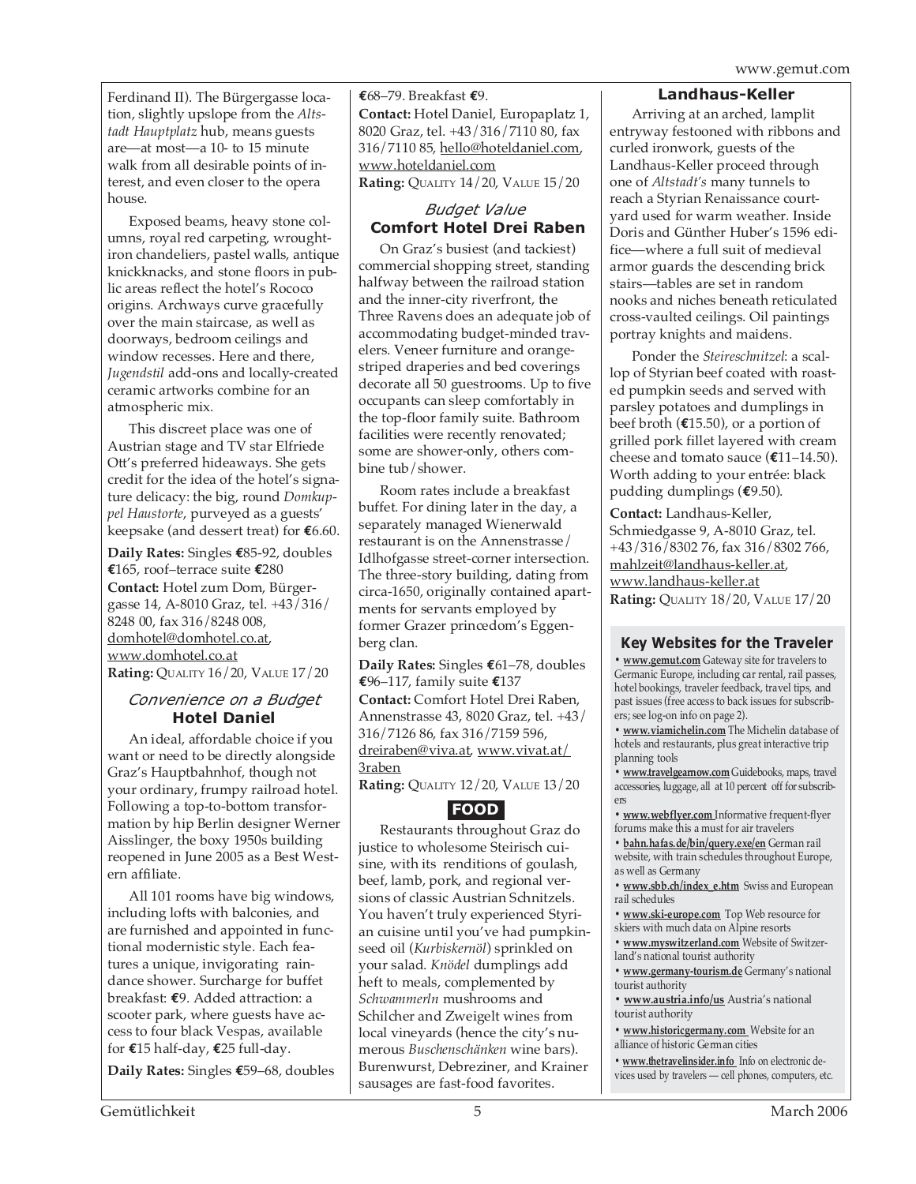Ferdinand II). The Bürgergasse location, slightly upslope from the *Altstadt Hauptplatz* hub, means guests are—at most—a 10- to 15 minute walk from all desirable points of interest, and even closer to the opera house.

Exposed beams, heavy stone columns, royal red carpeting, wrought-iron chandeliers, pastel walls, antique knickknacks, and stone floors in public areas reflect the hotel's Rococo origins. Archways curve gracefully over the main staircase, as well as doorways, bedroom ceilings and window recesses. Here and there, *Jugendstil* add-ons and locally-created ceramic artworks combine for an atmospheric mix.

This discreet place was one of Austrian stage and TV star Elfriede Ott's preferred hideaways. She gets credit for the idea of the hotel's signature delicacy: the big, round *Domkuppel Haustorte*, purveyed as a guests' keepsake (and dessert treat) for €6.60.

**Daily Rates:** Singles €85-92, doubles €165, roof–terrace suite €280

**Contact:** Hotel zum Dom, Bürgergasse 14, A-8010 Graz, tel. +43/316/8248 00, fax 316/8248 008, domhotel@domhotel.co.at, www.domhotel.co.at

**Rating:** Quality 16/20, Value 17/20

### *Convenience on a Budget*
### Hotel Daniel

An ideal, affordable choice if you want or need to be directly alongside Graz's Hauptbahnhof, though not your ordinary, frumpy railroad hotel. Following a top-to-bottom transformation by hip Berlin designer Werner Aisslinger, the boxy 1950s building reopened in June 2005 as a Best Western affiliate.

All 101 rooms have big windows, including lofts with balconies, and are furnished and appointed in functional modernistic style. Each features a unique, invigorating raindance shower. Surcharge for buffet breakfast: €9. Added attraction: a scooter park, where guests have access to four black Vespas, available for €15 half-day, €25 full-day.

**Daily Rates:** Singles €59–68, doubles €68–79. Breakfast €9.

**Contact:** Hotel Daniel, Europaplatz 1, 8020 Graz, tel. +43/316/7110 80, fax 316/7110 85, hello@hoteldaniel.com, www.hoteldaniel.com

**Rating:** Quality 14/20, Value 15/20

### *Budget Value*
### Comfort Hotel Drei Raben

On Graz's busiest (and tackiest) commercial shopping street, standing halfway between the railroad station and the inner-city riverfront, the Three Ravens does an adequate job of accommodating budget-minded travelers. Veneer furniture and orange-striped draperies and bed coverings decorate all 50 guestrooms. Up to five occupants can sleep comfortably in the top-floor family suite. Bathroom facilities were recently renovated; some are shower-only, others combine tub/shower.

Room rates include a breakfast buffet. For dining later in the day, a separately managed Wienerwald restaurant is on the Annenstrasse/Idlhofgasse street-corner intersection. The three-story building, dating from circa-1650, originally contained apartments for servants employed by former Grazer princedom's Eggenberg clan.

**Daily Rates:** Singles €61–78, doubles €96–117, family suite €137

**Contact:** Comfort Hotel Drei Raben, Annenstrasse 43, 8020 Graz, tel. +43/316/7126 86, fax 316/7159 596, dreiraben@viva.at, www.vivat.at/3raben

**Rating:** Quality 12/20, Value 13/20

## FOOD

Restaurants throughout Graz do justice to wholesome Steirisch cuisine, with its renditions of goulash, beef, lamb, pork, and regional versions of classic Austrian Schnitzels. You haven't truly experienced Styrian cuisine until you've had pumpkin-seed oil (*Kurbiskernöl*) sprinkled on your salad. *Knödel* dumplings add heft to meals, complemented by *Schwammerln* mushrooms and Schilcher and Zweigelt wines from local vineyards (hence the city's numerous *Buschenschänken* wine bars). Burenwurst, Debreziner, and Krainer sausages are fast-food favorites.

### Landhaus-Keller

Arriving at an arched, lamplit entryway festooned with ribbons and curled ironwork, guests of the Landhaus-Keller proceed through one of *Altstadt's* many tunnels to reach a Styrian Renaissance courtyard used for warm weather. Inside Doris and Günther Huber's 1596 edifice—where a full suit of medieval armor guards the descending brick stairs—tables are set in random nooks and niches beneath reticulated cross-vaulted ceilings. Oil paintings portray knights and maidens.

Ponder the *Steireschnitzel*: a scallop of Styrian beef coated with roasted pumpkin seeds and served with parsley potatoes and dumplings in beef broth (€15.50), or a portion of grilled pork fillet layered with cream cheese and tomato sauce (€11–14.50). Worth adding to your entrée: black pudding dumplings (€9.50).

**Contact:** Landhaus-Keller, Schmiedgasse 9, A-8010 Graz, tel. +43/316/8302 76, fax 316/8302 766, mahlzeit@landhaus-keller.at, www.landhaus-keller.at

**Rating:** Quality 18/20, Value 17/20

### Key Websites for the Traveler

- **www.gemut.com** Gateway site for travelers to Germanic Europe, including car rental, rail passes, hotel bookings, traveler feedback, travel tips, and past issues (free access to back issues for subscribers; see log-on info on page 2).
- **www.viamichelin.com** The Michelin database of hotels and restaurants, plus great interactive trip planning tools
- **www.travelgearnow.com** Guidebooks, maps, travel accessories, luggage, all at 10 percent off for subscribers
- **www.webflyer.com** Informative frequent-flyer forums make this a must for air travelers
- **bahn.hafas.de/bin/query.exe/en** German rail website, with train schedules throughout Europe, as well as Germany
- **www.sbb.ch/index_e.htm** Swiss and European rail schedules
- **www.ski-europe.com** Top Web resource for skiers with much data on Alpine resorts
- **www.myswitzerland.com** Website of Switzerland's national tourist authority
- **www.germany-tourism.de** Germany's national tourist authority
- **www.austria.info/us** Austria's national tourist authority
- **www.historicgermany.com** Website for an alliance of historic German cities
- **www.thetravelinsider.info** Info on electronic devices used by travelers — cell phones, computers, etc.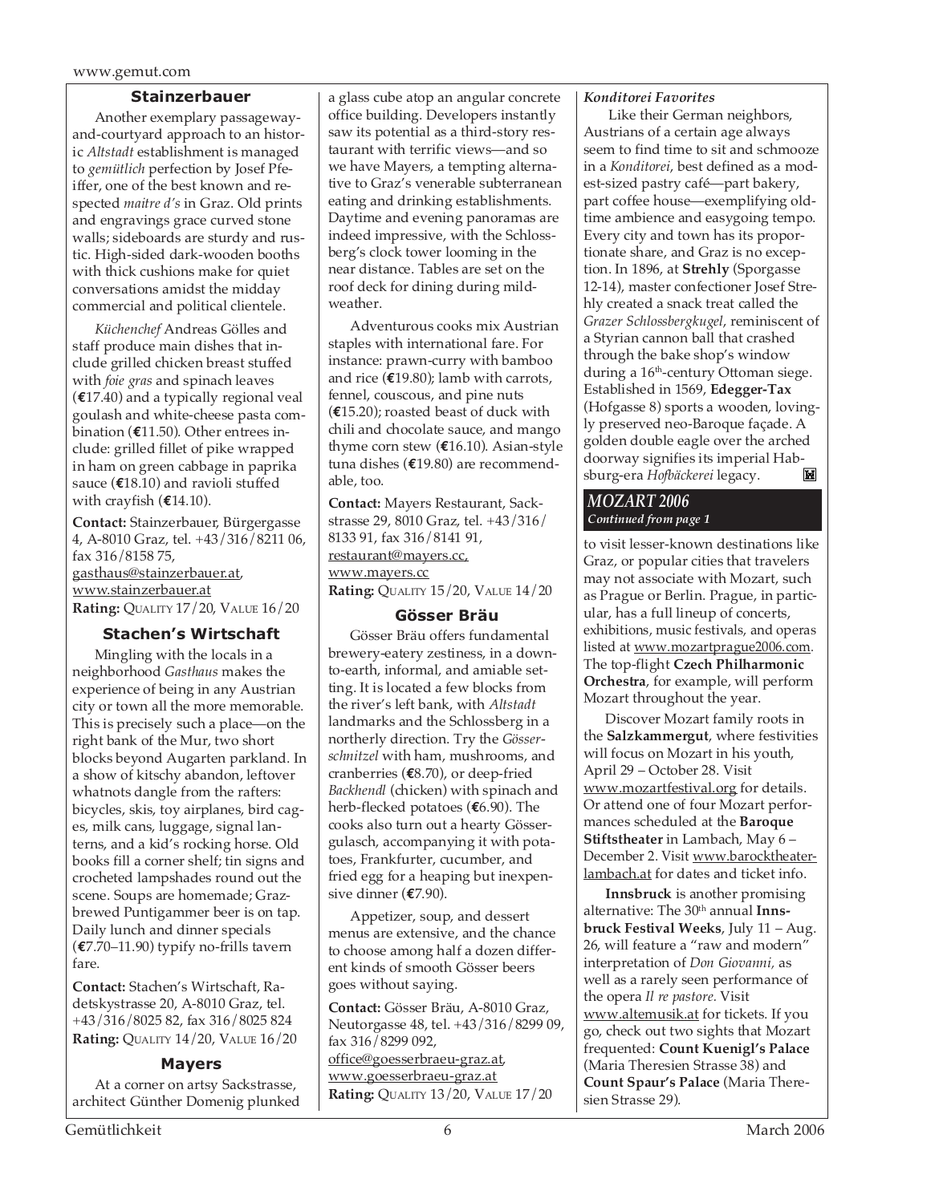### Stainzerbauer

Another exemplary passageway-and-courtyard approach to an historic *Altstadt* establishment is managed to *gemütlich* perfection by Josef Pfeiffer, one of the best known and respected *maitre d's* in Graz. Old prints and engravings grace curved stone walls; sideboards are sturdy and rustic. High-sided dark-wooden booths with thick cushions make for quiet conversations amidst the midday commercial and political clientele.

*Küchenchef* Andreas Gölles and staff produce main dishes that include grilled chicken breast stuffed with *foie gras* and spinach leaves (**€**17.40) and a typically regional veal goulash and white-cheese pasta combination (**€**11.50). Other entrees include: grilled fillet of pike wrapped in ham on green cabbage in paprika sauce (**€**18.10) and ravioli stuffed with crayfish (**€**14.10).

**Contact:** Stainzerbauer, Bürgergasse 4, A-8010 Graz, tel. +43/316/8211 06, fax 316/8158 75, gasthaus@stainzerbauer.at, www.stainzerbauer.at
**Rating:** QUALITY 17/20, VALUE 16/20

### Stachen's Wirtschaft

Mingling with the locals in a neighborhood *Gasthaus* makes the experience of being in any Austrian city or town all the more memorable. This is precisely such a place—on the right bank of the Mur, two short blocks beyond Augarten parkland. In a show of kitschy abandon, leftover whatnots dangle from the rafters: bicycles, skis, toy airplanes, bird cages, milk cans, luggage, signal lanterns, and a kid's rocking horse. Old books fill a corner shelf; tin signs and crocheted lampshades round out the scene. Soups are homemade; Graz-brewed Puntigammer beer is on tap. Daily lunch and dinner specials (**€**7.70–11.90) typify no-frills tavern fare.

**Contact:** Stachen's Wirtschaft, Radetskystrasse 20, A-8010 Graz, tel. +43/316/8025 82, fax 316/8025 824
**Rating:** QUALITY 14/20, VALUE 16/20

### Mayers

At a corner on artsy Sackstrasse, architect Günther Domenig plunked a glass cube atop an angular concrete office building. Developers instantly saw its potential as a third-story restaurant with terrific views—and so we have Mayers, a tempting alternative to Graz's venerable subterranean eating and drinking establishments. Daytime and evening panoramas are indeed impressive, with the Schlossberg's clock tower looming in the near distance. Tables are set on the roof deck for dining during mild-weather.

Adventurous cooks mix Austrian staples with international fare. For instance: prawn-curry with bamboo and rice (**€**19.80); lamb with carrots, fennel, couscous, and pine nuts (**€**15.20); roasted beast of duck with chili and chocolate sauce, and mango thyme corn stew (**€**16.10). Asian-style tuna dishes (**€**19.80) are recommendable, too.

**Contact:** Mayers Restaurant, Sackstrasse 29, 8010 Graz, tel. +43/316/8133 91, fax 316/8141 91, restaurant@mayers.cc, www.mayers.cc
**Rating:** QUALITY 15/20, VALUE 14/20

### Gösser Bräu

Gösser Bräu offers fundamental brewery-eatery zestiness, in a down-to-earth, informal, and amiable setting. It is located a few blocks from the river's left bank, with *Altstadt* landmarks and the Schlossberg in a northerly direction. Try the *Gösserschnitzel* with ham, mushrooms, and cranberries (**€**8.70), or deep-fried *Backhendl* (chicken) with spinach and herb-flecked potatoes (**€**6.90). The cooks also turn out a hearty Gösser-gulasch, accompanying it with potatoes, Frankfurter, cucumber, and fried egg for a heaping but inexpensive dinner (**€**7.90).

Appetizer, soup, and dessert menus are extensive, and the chance to choose among half a dozen different kinds of smooth Gösser beers goes without saying.

**Contact:** Gösser Bräu, A-8010 Graz, Neutorgasse 48, tel. +43/316/8299 09, fax 316/8299 092, office@goesserbraeu-graz.at, www.goesserbraeu-graz.at
**Rating:** QUALITY 13/20, VALUE 17/20

#### *Konditorei Favorites*

Like their German neighbors, Austrians of a certain age always seem to find time to sit and schmooze in a *Konditorei*, best defined as a modest-sized pastry café—part bakery, part coffee house—exemplifying old-time ambience and easygoing tempo. Every city and town has its proportionate share, and Graz is no exception. In 1896, at **Strehly** (Sporgasse 12-14), master confectioner Josef Strehly created a snack treat called the *Grazer Schlossbergkugel*, reminiscent of a Styrian cannon ball that crashed through the bake shop's window during a 16th-century Ottoman siege. Established in 1569, **Edegger-Tax** (Hofgasse 8) sports a wooden, lovingly preserved neo-Baroque façade. A golden double eagle over the arched doorway signifies its imperial Habsburg-era *Hofbäckerei* legacy.

## *MOZART 2006*

*Continued from page 1*

to visit lesser-known destinations like Graz, or popular cities that travelers may not associate with Mozart, such as Prague or Berlin. Prague, in particular, has a full lineup of concerts, exhibitions, music festivals, and operas listed at www.mozartprague2006.com. The top-flight **Czech Philharmonic Orchestra**, for example, will perform Mozart throughout the year.

Discover Mozart family roots in the **Salzkammergut**, where festivities will focus on Mozart in his youth, April 29 – October 28. Visit www.mozartfestival.org for details. Or attend one of four Mozart performances scheduled at the **Baroque Stiftstheater** in Lambach, May 6 – December 2. Visit www.barocktheater-lambach.at for dates and ticket info.

**Innsbruck** is another promising alternative: The 30th annual **Innsbruck Festival Weeks**, July 11 – Aug. 26, will feature a "raw and modern" interpretation of *Don Giovanni,* as well as a rarely seen performance of the opera *Il re pastore.* Visit www.altemusik.at for tickets. If you go, check out two sights that Mozart frequented: **Count Kuenigl's Palace** (Maria Theresien Strasse 38) and **Count Spaur's Palace** (Maria Theresien Strasse 29).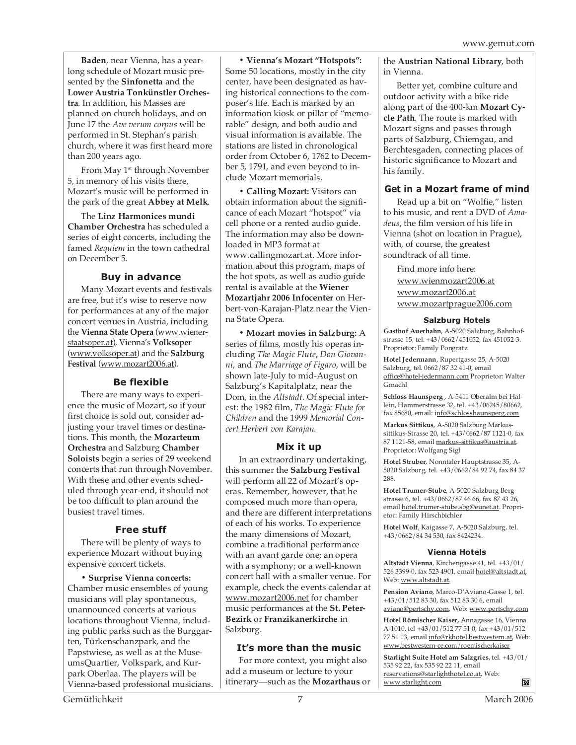**Baden**, near Vienna, has a yearlong schedule of Mozart music presented by the **Sinfonetta** and the **Lower Austria Tonkünstler Orchestra**. In addition, his Masses are planned on church holidays, and on June 17 the *Ave verum corpus* will be performed in St. Stephan's parish church, where it was first heard more than 200 years ago.

From May 1st through November 5, in memory of his visits there, Mozart's music will be performed in the park of the great **Abbey at Melk**.

The **Linz Harmonices mundi Chamber Orchestra** has scheduled a series of eight concerts, including the famed *Requiem* in the town cathedral on December 5.

### Buy in advance

Many Mozart events and festivals are free, but it's wise to reserve now for performances at any of the major concert venues in Austria, including the **Vienna State Opera** (www.wienerstaatsoper.at), Vienna's **Volksoper** (www.volksoper.at) and the **Salzburg Festival** (www.mozart2006.at).

### Be flexible

There are many ways to experience the music of Mozart, so if your first choice is sold out, consider adjusting your travel times or destinations. This month, the **Mozarteum Orchestra** and Salzburg **Chamber Soloists** begin a series of 29 weekend concerts that run through November. With these and other events scheduled through year-end, it should not be too difficult to plan around the busiest travel times.

### Free stuff

There will be plenty of ways to experience Mozart without buying expensive concert tickets.

• **Surprise Vienna concerts:** Chamber music ensembles of young musicians will play spontaneous, unannounced concerts at various locations throughout Vienna, including public parks such as the Burggarten, Türkenschanzpark, and the Papstwiese, as well as at the MuseumsQuartier, Volkspark, and Kurpark Oberlaa. The players will be Vienna-based professional musicians.

• **Vienna's Mozart "Hotspots":** Some 50 locations, mostly in the city center, have been designated as having historical connections to the composer's life. Each is marked by an information kiosk or pillar of "memorable" design, and both audio and visual information is available. The stations are listed in chronological order from October 6, 1762 to December 5, 1791, and even beyond to include Mozart memorials.

• **Calling Mozart:** Visitors can obtain information about the significance of each Mozart "hotspot" via cell phone or a rented audio guide. The information may also be downloaded in MP3 format at www.callingmozart.at. More information about this program, maps of the hot spots, as well as audio guide rental is available at the **Wiener Mozartjahr 2006 Infocenter** on Herbert-von-Karajan-Platz near the Vienna State Opera.

• **Mozart movies in Salzburg:** A series of films, mostly his operas including *The Magic Flute*, *Don Giovanni*, and *The Marriage of Figaro*, will be shown late-July to mid-August on Salzburg's Kapitalplatz, near the Dom, in the *Altstadt*. Of special interest: the 1982 film, *The Magic Flute for Children* and the 1999 *Memorial Concert Herbert von Karajan*.

### Mix it up

In an extraordinary undertaking, this summer the **Salzburg Festival** will perform all 22 of Mozart's operas. Remember, however, that he composed much more than opera, and there are different interpretations of each of his works. To experience the many dimensions of Mozart, combine a traditional performance with an avant garde one; an opera with a symphony; or a well-known concert hall with a smaller venue. For example, check the events calendar at www.mozart2006.net for chamber music performances at the **St. Peter-Bezirk** or **Franzikanerkirche** in Salzburg.

### It's more than the music

For more context, you might also add a museum or lecture to your itinerary—such as the **Mozarthaus** or the **Austrian National Library**, both in Vienna.

Better yet, combine culture and outdoor activity with a bike ride along part of the 400-km **Mozart Cycle Path**. The route is marked with Mozart signs and passes through parts of Salzburg, Chiemgau, and Berchtesgaden, connecting places of historic significance to Mozart and his family.

### Get in a Mozart frame of mind

Read up a bit on "Wolfie," listen to his music, and rent a DVD of *Amadeus*, the film version of his life in Vienna (shot on location in Prague), with, of course, the greatest soundtrack of all time.

Find more info here:
www.wienmozart2006.at
www.mozart2006.at
www.mozartprague2006.com

#### Salzburg Hotels

**Gasthof Auerhahn**, A-5020 Salzburg, Bahnhofstrasse 15, tel. +43/0662/451052, fax 451052-3. Proprietor: Family Pongratz

**Hotel Jedermann**, Rupertgasse 25, A-5020 Salzburg, tel. 0662/87 32 41-0, email office@hotel-jedermann.com Proprietor: Walter Gmachl

**Schloss Haunsperg** , A-5411 Oberalm bei Hallein, Hammerstrasse 32, tel. +43/06245/80662, fax 85680, email: info@schlosshaunsperg.com

**Markus Sittikus**, A-5020 Salzburg Markus-sittikus-Strasse 20, tel. +43/0662/87 1121-0, fax 87 1121-58, email markus-sittikus@austria.at. Proprietor: Wolfgang Sigl

**Hotel Struber**, Nonntaler Hauptstrasse 35, A-5020 Salzburg, tel. +43/0662/84 92 74, fax 84 37 288.

**Hotel Trumer-Stube**, A-5020 Salzburg Bergstrasse 6, tel. +43/0662/87 46 66, fax 87 43 26, email hotel.trumer-stube.sbg@eunet.at. Proprietor: Family Hirschbichler

**Hotel Wolf**, Kaigasse 7, A-5020 Salzburg, tel. +43/0662/84 34 530, fax 8424234.

#### Vienna Hotels

**Altstadt Vienna**, Kirchengasse 41, tel. +43/01/526 3399-0, fax 523 4901, email hotel@altstadt.at, Web: www.altstadt.at.

**Pension Aviano**, Marco-D'Aviano-Gasse 1, tel. +43/01/512 83 30, fax 512 83 30 6, email aviano@pertschy.com, Web: www.pertschy.com

**Hotel Römischer Kaiser,** Annagasse 16, Vienna A-1010, tel +43/01/512 77 51 0, fax +43/01/512 77 51 13, email info@rkhotel.bestwestern.at, Web: www.bestwestern-ce.com/roemischerkaiser

**Starlight Suite Hotel am Salzgries**, tel. +43/01/535 92 22, fax 535 92 22 11, email reservations@starlighthotel.co.at, Web: www.starlight.com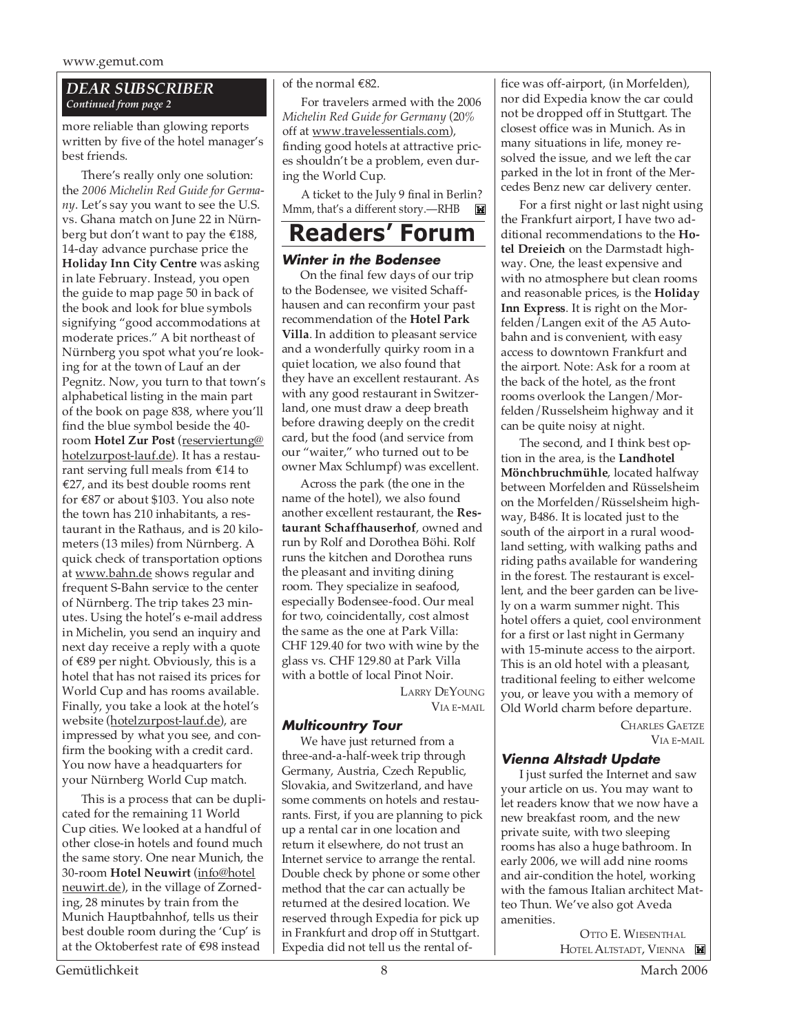## DEAR SUBSCRIBER

*Continued from page 2*

more reliable than glowing reports written by five of the hotel manager's best friends.

There's really only one solution: the *2006 Michelin Red Guide for Germany*. Let's say you want to see the U.S. vs. Ghana match on June 22 in Nürnberg but don't want to pay the €188, 14-day advance purchase price the **Holiday Inn City Centre** was asking in late February. Instead, you open the guide to map page 50 in back of the book and look for blue symbols signifying "good accommodations at moderate prices." A bit northeast of Nürnberg you spot what you're looking for at the town of Lauf an der Pegnitz. Now, you turn to that town's alphabetical listing in the main part of the book on page 838, where you'll find the blue symbol beside the 40-room **Hotel Zur Post** (reserviertung@hotelzurpost-lauf.de). It has a restaurant serving full meals from €14 to €27, and its best double rooms rent for €87 or about $103. You also note the town has 210 inhabitants, a restaurant in the Rathaus, and is 20 kilometers (13 miles) from Nürnberg. A quick check of transportation options at www.bahn.de shows regular and frequent S-Bahn service to the center of Nürnberg. The trip takes 23 minutes. Using the hotel's e-mail address in Michelin, you send an inquiry and next day receive a reply with a quote of €89 per night. Obviously, this is a hotel that has not raised its prices for World Cup and has rooms available. Finally, you take a look at the hotel's website (hotelzurpost-lauf.de), are impressed by what you see, and confirm the booking with a credit card. You now have a headquarters for your Nürnberg World Cup match.

This is a process that can be duplicated for the remaining 11 World Cup cities. We looked at a handful of other close-in hotels and found much the same story. One near Munich, the 30-room **Hotel Neuwirt** (info@hotelneuwirt.de), in the village of Zorneding, 28 minutes by train from the Munich Hauptbahnhof, tells us their best double room during the 'Cup' is at the Oktoberfest rate of €98 instead of the normal €82.

For travelers armed with the 2006 *Michelin Red Guide for Germany* (20% off at www.travelessentials.com), finding good hotels at attractive prices shouldn't be a problem, even during the World Cup.

A ticket to the July 9 final in Berlin? Mmm, that's a different story.—RHB

# Readers' Forum

### Winter in the Bodensee

On the final few days of our trip to the Bodensee, we visited Schaffhausen and can reconfirm your past recommendation of the **Hotel Park Villa**. In addition to pleasant service and a wonderfully quirky room in a quiet location, we also found that they have an excellent restaurant. As with any good restaurant in Switzerland, one must draw a deep breath before drawing deeply on the credit card, but the food (and service from our "waiter," who turned out to be owner Max Schlumpf) was excellent.

Across the park (the one in the name of the hotel), we also found another excellent restaurant, the **Restaurant Schaffhauserhof**, owned and run by Rolf and Dorothea Böhi. Rolf runs the kitchen and Dorothea runs the pleasant and inviting dining room. They specialize in seafood, especially Bodensee-food. Our meal for two, coincidentally, cost almost the same as the one at Park Villa: CHF 129.40 for two with wine by the glass vs. CHF 129.80 at Park Villa with a bottle of local Pinot Noir.

LARRY DEYOUNG
VIA E-MAIL

### Multicountry Tour

We have just returned from a three-and-a-half-week trip through Germany, Austria, Czech Republic, Slovakia, and Switzerland, and have some comments on hotels and restaurants. First, if you are planning to pick up a rental car in one location and return it elsewhere, do not trust an Internet service to arrange the rental. Double check by phone or some other method that the car can actually be returned at the desired location. We reserved through Expedia for pick up in Frankfurt and drop off in Stuttgart. Expedia did not tell us the rental office was off-airport, (in Morfelden), nor did Expedia know the car could not be dropped off in Stuttgart. The closest office was in Munich. As in many situations in life, money resolved the issue, and we left the car parked in the lot in front of the Mercedes Benz new car delivery center.

For a first night or last night using the Frankfurt airport, I have two additional recommendations to the **Hotel Dreieich** on the Darmstadt highway. One, the least expensive and with no atmosphere but clean rooms and reasonable prices, is the **Holiday Inn Express**. It is right on the Morfelden/Langen exit of the A5 Autobahn and is convenient, with easy access to downtown Frankfurt and the airport. Note: Ask for a room at the back of the hotel, as the front rooms overlook the Langen/Morfelden/Russelsheim highway and it can be quite noisy at night.

The second, and I think best option in the area, is the **Landhotel Mönchbruchmühle**, located halfway between Morfelden and Rüsselsheim on the Morfelden/Rüsselsheim highway, B486. It is located just to the south of the airport in a rural woodland setting, with walking paths and riding paths available for wandering in the forest. The restaurant is excellent, and the beer garden can be lively on a warm summer night. This hotel offers a quiet, cool environment for a first or last night in Germany with 15-minute access to the airport. This is an old hotel with a pleasant, traditional feeling to either welcome you, or leave you with a memory of Old World charm before departure.

CHARLES GAETZE
VIA E-MAIL

### Vienna Altstadt Update

I just surfed the Internet and saw your article on us. You may want to let readers know that we now have a new breakfast room, and the new private suite, with two sleeping rooms has also a huge bathroom. In early 2006, we will add nine rooms and air-condition the hotel, working with the famous Italian architect Matteo Thun. We've also got Aveda amenities.

OTTO E. WIESENTHAL
HOTEL ALTSTADT, VIENNA